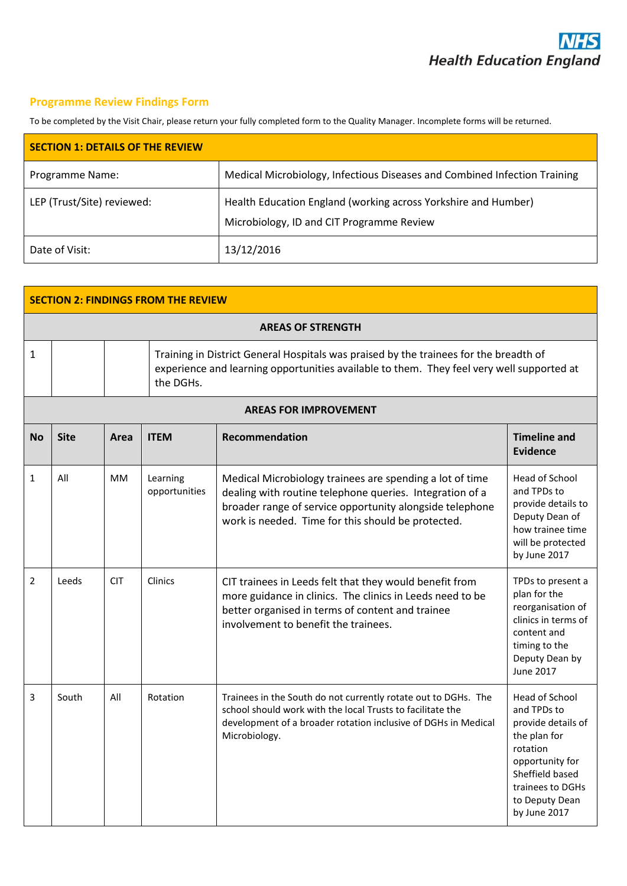NHS
Health Education England

## Programme Review Findings Form

To be completed by the Visit Chair, please return your fully completed form to the Quality Manager. Incomplete forms will be returned.

| SECTION 1: DETAILS OF THE REVIEW | |
|---|---|
| Programme Name: | Medical Microbiology, Infectious Diseases and Combined Infection Training |
| LEP (Trust/Site) reviewed: | Health Education England (working across Yorkshire and Humber)<br>Microbiology, ID and CIT Programme Review |
| Date of Visit: | 13/12/2016 |

**SECTION 2: FINDINGS FROM THE REVIEW**

**AREAS OF STRENGTH**

| | | | |
|---|---|---|---|
| 1 | | | Training in District General Hospitals was praised by the trainees for the breadth of experience and learning opportunities available to them. They feel very well supported at the DGHs. |

**AREAS FOR IMPROVEMENT**

| No | Site | Area | ITEM | Recommendation | Timeline and Evidence |
|---|---|---|---|---|---|
| 1 | All | MM | Learning opportunities | Medical Microbiology trainees are spending a lot of time dealing with routine telephone queries. Integration of a broader range of service opportunity alongside telephone work is needed. Time for this should be protected. | Head of School and TPDs to provide details to Deputy Dean of how trainee time will be protected by June 2017 |
| 2 | Leeds | CIT | Clinics | CIT trainees in Leeds felt that they would benefit from more guidance in clinics. The clinics in Leeds need to be better organised in terms of content and trainee involvement to benefit the trainees. | TPDs to present a plan for the reorganisation of clinics in terms of content and timing to the Deputy Dean by June 2017 |
| 3 | South | All | Rotation | Trainees in the South do not currently rotate out to DGHs. The school should work with the local Trusts to facilitate the development of a broader rotation inclusive of DGHs in Medical Microbiology. | Head of School and TPDs to provide details of the plan for rotation opportunity for Sheffield based trainees to DGHs to Deputy Dean by June 2017 |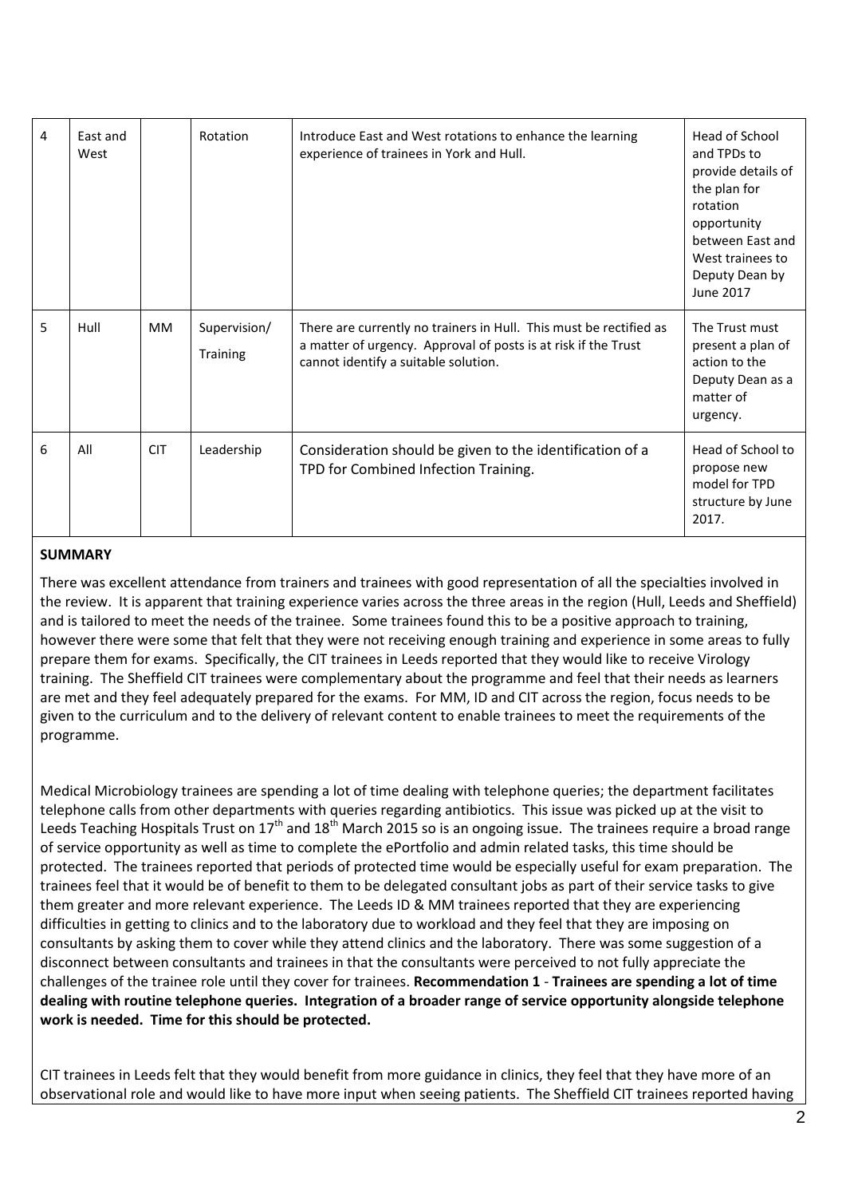| 4 | East and West | | Rotation | Introduce East and West rotations to enhance the learning experience of trainees in York and Hull. | Head of School and TPDs to provide details of the plan for rotation opportunity between East and West trainees to Deputy Dean by June 2017 |
|---|---|---|---|---|---|
| 5 | Hull | MM | Supervision/ Training | There are currently no trainers in Hull. This must be rectified as a matter of urgency. Approval of posts is at risk if the Trust cannot identify a suitable solution. | The Trust must present a plan of action to the Deputy Dean as a matter of urgency. |
| 6 | All | CIT | Leadership | Consideration should be given to the identification of a TPD for Combined Infection Training. | Head of School to propose new model for TPD structure by June 2017. |

**SUMMARY**

There was excellent attendance from trainers and trainees with good representation of all the specialties involved in the review. It is apparent that training experience varies across the three areas in the region (Hull, Leeds and Sheffield) and is tailored to meet the needs of the trainee. Some trainees found this to be a positive approach to training, however there were some that felt that they were not receiving enough training and experience in some areas to fully prepare them for exams. Specifically, the CIT trainees in Leeds reported that they would like to receive Virology training. The Sheffield CIT trainees were complementary about the programme and feel that their needs as learners are met and they feel adequately prepared for the exams. For MM, ID and CIT across the region, focus needs to be given to the curriculum and to the delivery of relevant content to enable trainees to meet the requirements of the programme.

Medical Microbiology trainees are spending a lot of time dealing with telephone queries; the department facilitates telephone calls from other departments with queries regarding antibiotics. This issue was picked up at the visit to Leeds Teaching Hospitals Trust on 17th and 18th March 2015 so is an ongoing issue. The trainees require a broad range of service opportunity as well as time to complete the ePortfolio and admin related tasks, this time should be protected. The trainees reported that periods of protected time would be especially useful for exam preparation. The trainees feel that it would be of benefit to them to be delegated consultant jobs as part of their service tasks to give them greater and more relevant experience. The Leeds ID & MM trainees reported that they are experiencing difficulties in getting to clinics and to the laboratory due to workload and they feel that they are imposing on consultants by asking them to cover while they attend clinics and the laboratory. There was some suggestion of a disconnect between consultants and trainees in that the consultants were perceived to not fully appreciate the challenges of the trainee role until they cover for trainees. **Recommendation 1 - Trainees are spending a lot of time dealing with routine telephone queries. Integration of a broader range of service opportunity alongside telephone work is needed. Time for this should be protected.**

CIT trainees in Leeds felt that they would benefit from more guidance in clinics, they feel that they have more of an observational role and would like to have more input when seeing patients. The Sheffield CIT trainees reported having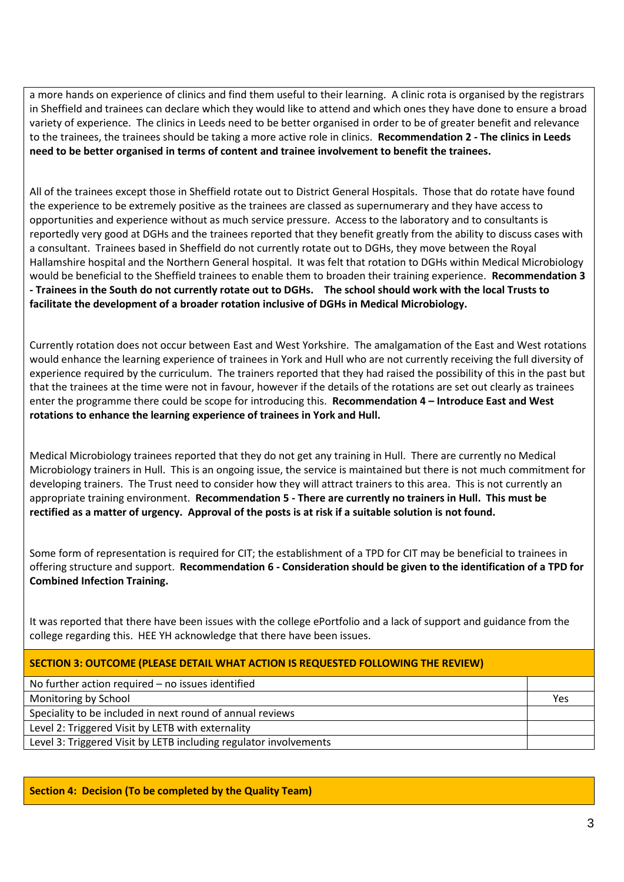a more hands on experience of clinics and find them useful to their learning. A clinic rota is organised by the registrars in Sheffield and trainees can declare which they would like to attend and which ones they have done to ensure a broad variety of experience. The clinics in Leeds need to be better organised in order to be of greater benefit and relevance to the trainees, the trainees should be taking a more active role in clinics. **Recommendation 2 - The clinics in Leeds need to be better organised in terms of content and trainee involvement to benefit the trainees.**

All of the trainees except those in Sheffield rotate out to District General Hospitals. Those that do rotate have found the experience to be extremely positive as the trainees are classed as supernumerary and they have access to opportunities and experience without as much service pressure. Access to the laboratory and to consultants is reportedly very good at DGHs and the trainees reported that they benefit greatly from the ability to discuss cases with a consultant. Trainees based in Sheffield do not currently rotate out to DGHs, they move between the Royal Hallamshire hospital and the Northern General hospital. It was felt that rotation to DGHs within Medical Microbiology would be beneficial to the Sheffield trainees to enable them to broaden their training experience. **Recommendation 3 - Trainees in the South do not currently rotate out to DGHs. The school should work with the local Trusts to facilitate the development of a broader rotation inclusive of DGHs in Medical Microbiology.**

Currently rotation does not occur between East and West Yorkshire. The amalgamation of the East and West rotations would enhance the learning experience of trainees in York and Hull who are not currently receiving the full diversity of experience required by the curriculum. The trainers reported that they had raised the possibility of this in the past but that the trainees at the time were not in favour, however if the details of the rotations are set out clearly as trainees enter the programme there could be scope for introducing this. **Recommendation 4 – Introduce East and West rotations to enhance the learning experience of trainees in York and Hull.**

Medical Microbiology trainees reported that they do not get any training in Hull. There are currently no Medical Microbiology trainers in Hull. This is an ongoing issue, the service is maintained but there is not much commitment for developing trainers. The Trust need to consider how they will attract trainers to this area. This is not currently an appropriate training environment. **Recommendation 5 - There are currently no trainers in Hull. This must be rectified as a matter of urgency. Approval of the posts is at risk if a suitable solution is not found.**

Some form of representation is required for CIT; the establishment of a TPD for CIT may be beneficial to trainees in offering structure and support. **Recommendation 6 - Consideration should be given to the identification of a TPD for Combined Infection Training.**

It was reported that there have been issues with the college ePortfolio and a lack of support and guidance from the college regarding this. HEE YH acknowledge that there have been issues.

| **SECTION 3: OUTCOME (PLEASE DETAIL WHAT ACTION IS REQUESTED FOLLOWING THE REVIEW)** | |
|---|---|
| No further action required – no issues identified | |
| Monitoring by School | Yes |
| Speciality to be included in next round of annual reviews | |
| Level 2: Triggered Visit by LETB with externality | |
| Level 3: Triggered Visit by LETB including regulator involvements | |

**Section 4: Decision (To be completed by the Quality Team)**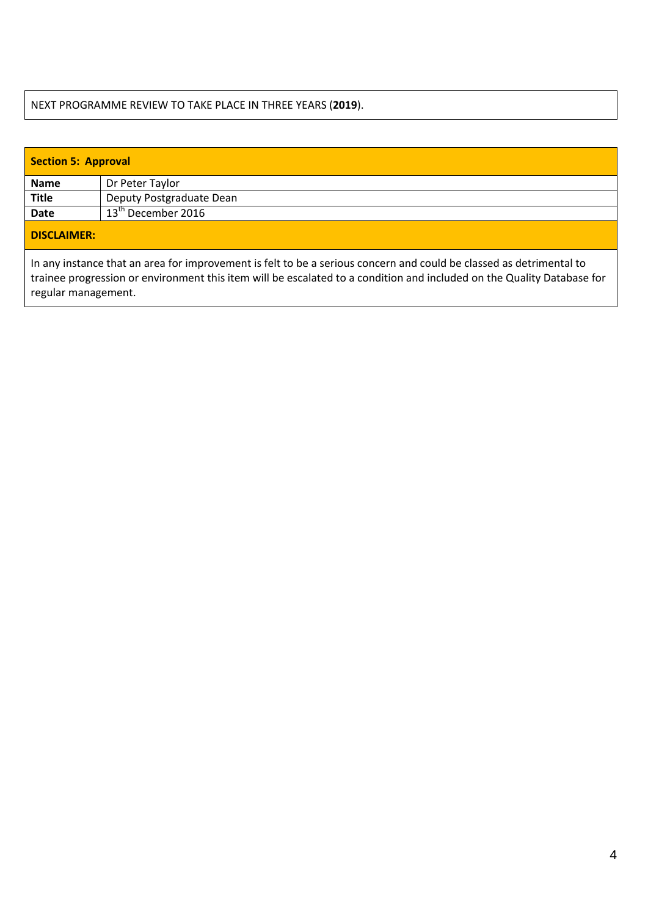NEXT PROGRAMME REVIEW TO TAKE PLACE IN THREE YEARS (**2019**).

| **Section 5: Approval** | |
|---|---|
| **Name** | Dr Peter Taylor |
| **Title** | Deputy Postgraduate Dean |
| **Date** | 13th December 2016 |

**DISCLAIMER:**

In any instance that an area for improvement is felt to be a serious concern and could be classed as detrimental to trainee progression or environment this item will be escalated to a condition and included on the Quality Database for regular management.